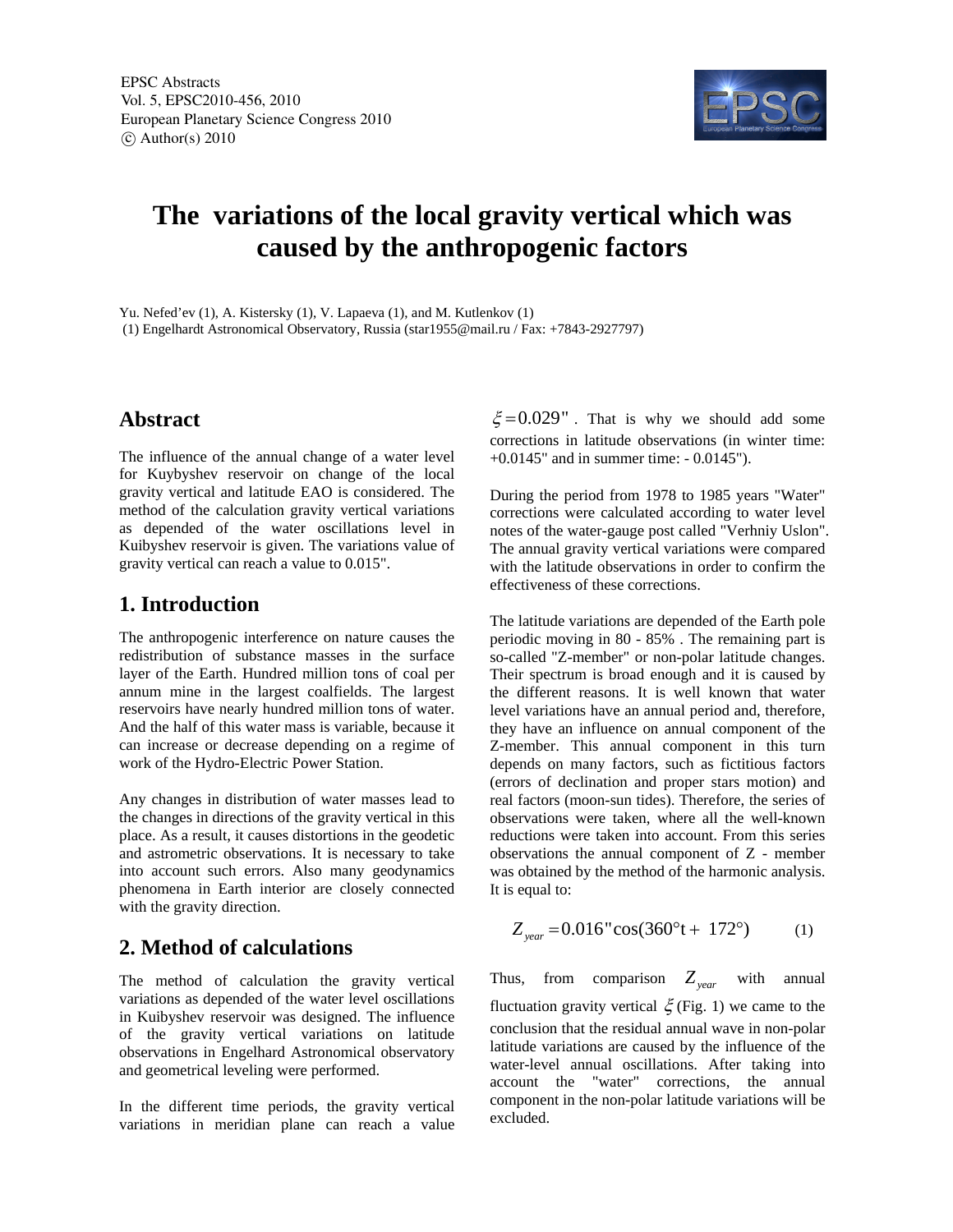# The variations of the local gravity vertical which was caused by the anthropogenic factors

Yu. Nefed'ev (1), A. Kistersky (1), V. Lapaeva (1), and M. Kutlenkov (1)
(1) Engelhardt Astronomical Observatory, Russia (star1955@mail.ru / Fax: +7843-2927797)

## Abstract

The influence of the annual change of a water level for Kuybyshev reservoir on change of the local gravity vertical and latitude EAO is considered. The method of the calculation gravity vertical variations as depended of the water oscillations level in Kuibyshev reservoir is given. The variations value of gravity vertical can reach a value to 0.015".

## 1. Introduction

The anthropogenic interference on nature causes the redistribution of substance masses in the surface layer of the Earth. Hundred million tons of coal per annum mine in the largest coalfields. The largest reservoirs have nearly hundred million tons of water. And the half of this water mass is variable, because it can increase or decrease depending on a regime of work of the Hydro-Electric Power Station.

Any changes in distribution of water masses lead to the changes in directions of the gravity vertical in this place. As a result, it causes distortions in the geodetic and astrometric observations. It is necessary to take into account such errors. Also many geodynamics phenomena in Earth interior are closely connected with the gravity direction.

## 2. Method of calculations

The method of calculation the gravity vertical variations as depended of the water level oscillations in Kuibyshev reservoir was designed. The influence of the gravity vertical variations on latitude observations in Engelhard Astronomical observatory and geometrical leveling were performed.

In the different time periods, the gravity vertical variations in meridian plane can reach a value $\xi = 0.029''$. That is why we should add some corrections in latitude observations (in winter time: +0.0145" and in summer time: - 0.0145").

During the period from 1978 to 1985 years "Water" corrections were calculated according to water level notes of the water-gauge post called "Verhniy Uslon". The annual gravity vertical variations were compared with the latitude observations in order to confirm the effectiveness of these corrections.

The latitude variations are depended of the Earth pole periodic moving in 80 - 85% . The remaining part is so-called "Z-member" or non-polar latitude changes. Their spectrum is broad enough and it is caused by the different reasons. It is well known that water level variations have an annual period and, therefore, they have an influence on annual component of the Z-member. This annual component in this turn depends on many factors, such as fictitious factors (errors of declination and proper stars motion) and real factors (moon-sun tides). Therefore, the series of observations were taken, where all the well-known reductions were taken into account. From this series observations the annual component of Z - member was obtained by the method of the harmonic analysis. It is equal to:

$$Z_{year} = 0.016'' \cos(360°\text{t} + 172°) \qquad (1)$$

Thus, from comparison $Z_{year}$ with annual fluctuation gravity vertical $\xi$ (Fig. 1) we came to the conclusion that the residual annual wave in non-polar latitude variations are caused by the influence of the water-level annual oscillations. After taking into account the "water" corrections, the annual component in the non-polar latitude variations will be excluded.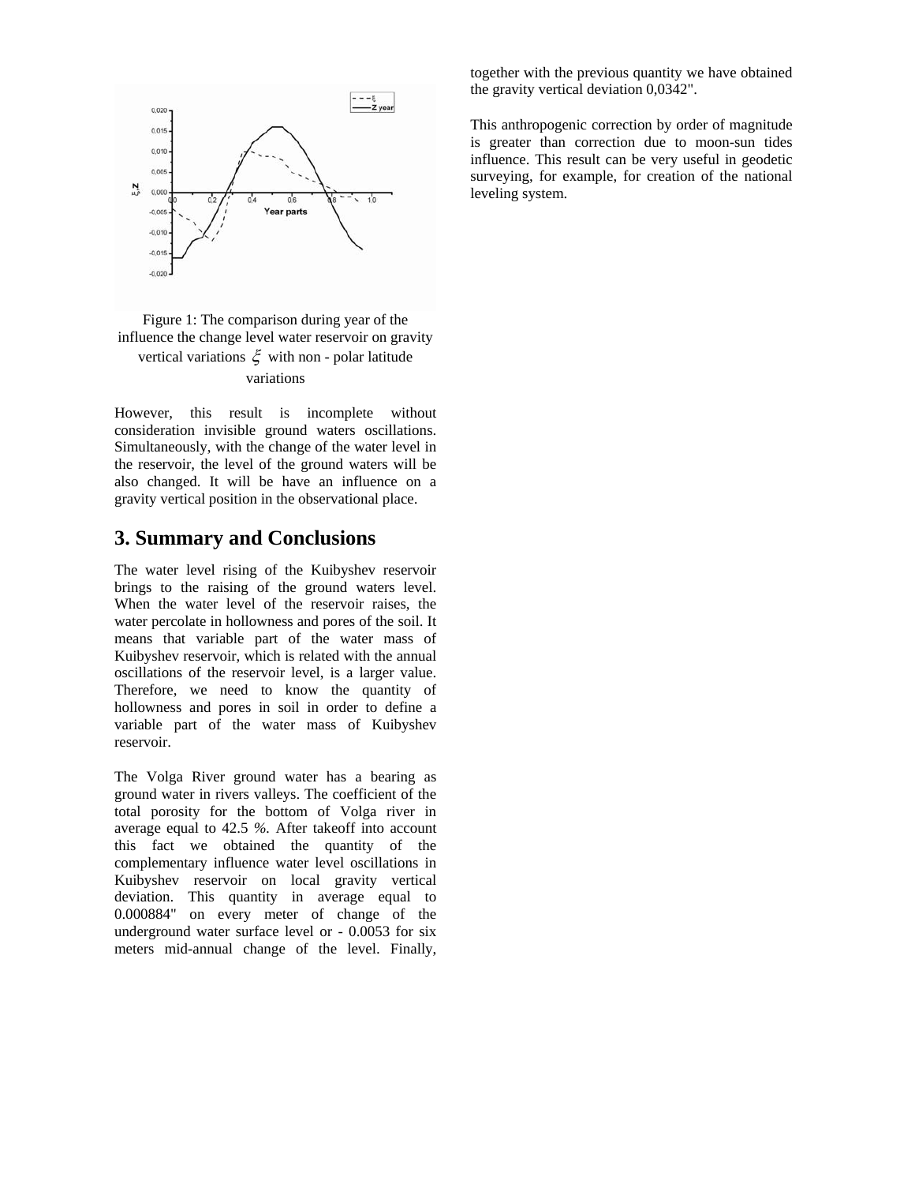0,020
0,015
0,010
0,005
0,000
-0,005
-0,010
-0,015
-0,020

ξ,Z

0,0
0,2
0,4
0,6
0,8
1,0

Year parts

ξ
Z year

Figure 1: The comparison during year of the influence the change level water reservoir on gravity vertical variations $\xi$ with non - polar latitude variations

However, this result is incomplete without consideration invisible ground waters oscillations. Simultaneously, with the change of the water level in the reservoir, the level of the ground waters will be also changed. It will be have an influence on a gravity vertical position in the observational place.

## 3. Summary and Conclusions

The water level rising of the Kuibyshev reservoir brings to the raising of the ground waters level. When the water level of the reservoir raises, the water percolate in hollowness and pores of the soil. It means that variable part of the water mass of Kuibyshev reservoir, which is related with the annual oscillations of the reservoir level, is a larger value. Therefore, we need to know the quantity of hollowness and pores in soil in order to define a variable part of the water mass of Kuibyshev reservoir.

The Volga River ground water has a bearing as ground water in rivers valleys. The coefficient of the total porosity for the bottom of Volga river in average equal to 42.5 %. After takeoff into account this fact we obtained the quantity of the complementary influence water level oscillations in Kuibyshev reservoir on local gravity vertical deviation. This quantity in average equal to 0.000884" on every meter of change of the underground water surface level or - 0.0053 for six meters mid-annual change of the level. Finally, together with the previous quantity we have obtained the gravity vertical deviation 0,0342".

This anthropogenic correction by order of magnitude is greater than correction due to moon-sun tides influence. This result can be very useful in geodetic surveying, for example, for creation of the national leveling system.